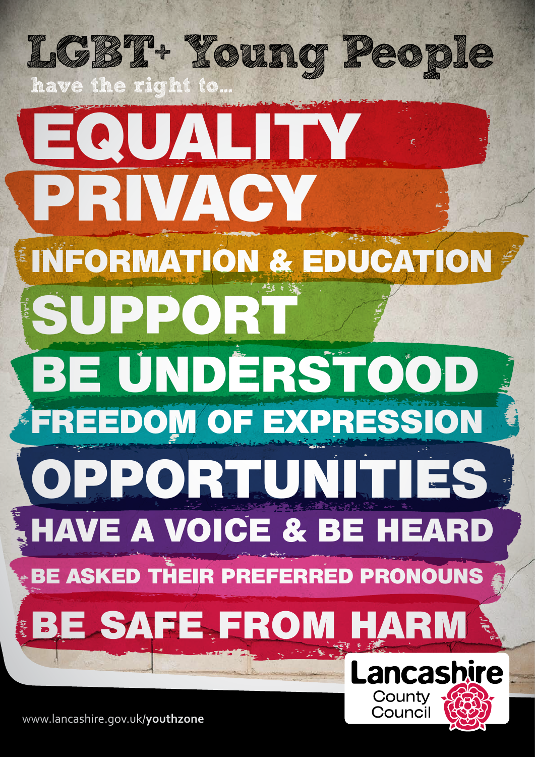# LGBT+ Young People

**have the right to...**

- EQUALITY
- PRIVACY
- INFORMATION & EDUCATION
- SUPPORT
- BE UNDERSTOOD
- FREEDOM OF EXPRESSION
- OPPORTUNITIES
- HAVE A VOICE & BE HEARD
- BE ASKED THEIR PREFERRED PRONOUNS
- BE SAFE FROM HARM

Lancashire County Council

www.lancashire.gov.uk/**youthzone**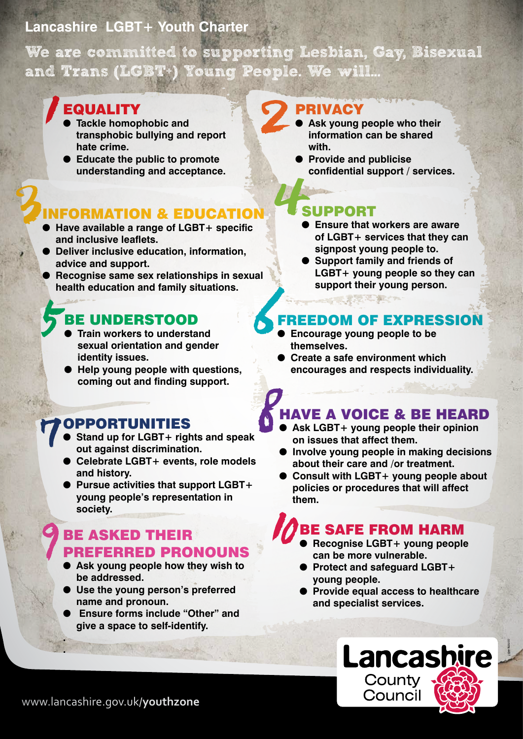# Lancashire LGBT+ Youth Charter

## We are committed to supporting Lesbian, Gay, Bisexual and Trans (LGBT+) Young People. We will...

### 1 EQUALITY

- Tackle homophobic and transphobic bullying and report hate crime.
- Educate the public to promote understanding and acceptance.

### 2 PRIVACY

- Ask young people who their information can be shared with.
- Provide and publicise confidential support / services.

### 3 INFORMATION & EDUCATION

- Have available a range of LGBT+ specific and inclusive leaflets.
- Deliver inclusive education, information, advice and support.
- Recognise same sex relationships in sexual health education and family situations.

### 4 SUPPORT

- Ensure that workers are aware of LGBT+ services that they can signpost young people to.
- Support family and friends of LGBT+ young people so they can support their young person.

### 5 BE UNDERSTOOD

- Train workers to understand sexual orientation and gender identity issues.
- Help young people with questions, coming out and finding support.

### 6 FREEDOM OF EXPRESSION

- Encourage young people to be themselves.
- Create a safe environment which encourages and respects individuality.

### 7 OPPORTUNITIES

- Stand up for LGBT+ rights and speak out against discrimination.
- Celebrate LGBT+ events, role models and history.
- Pursue activities that support LGBT+ young people's representation in society.

### 8 HAVE A VOICE & BE HEARD

- Ask LGBT+ young people their opinion on issues that affect them.
- Involve young people in making decisions about their care and /or treatment.
- Consult with LGBT+ young people about policies or procedures that will affect them.

### 9 BE ASKED THEIR PREFERRED PRONOUNS

- Ask young people how they wish to be addressed.
- Use the young person's preferred name and pronoun.
- Ensure forms include "Other" and give a space to self-identify.

### 10 BE SAFE FROM HARM

- Recognise LGBT+ young people can be more vulnerable.
- Protect and safeguard LGBT+ young people.
- Provide equal access to healthcare and specialist services.

Lancashire County Council

www.lancashire.gov.uk/**youthzone**